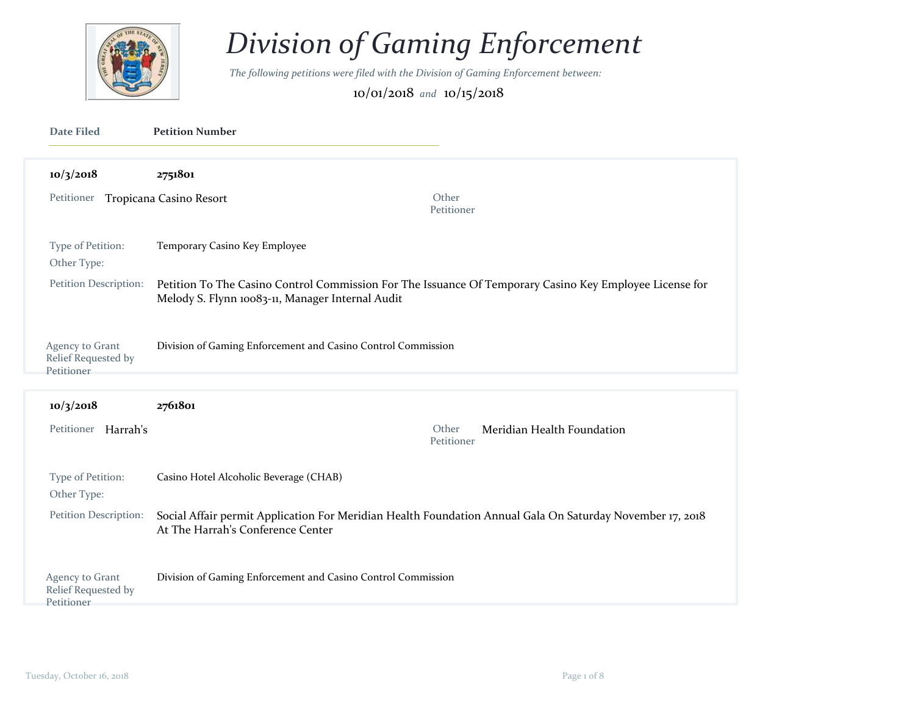# Division of Gaming Enforcement

*The following petitions were filed with the Division of Gaming Enforcement between:*

10/01/2018 *and* 10/15/2018

| Date Filed | Petition Number |
|---|---|

---

**10/3/2018** **2751801**

Petitioner: Tropicana Casino Resort

Other Petitioner:

Type of Petition: Temporary Casino Key Employee

Other Type:

Petition Description: Petition To The Casino Control Commission For The Issuance Of Temporary Casino Key Employee License for Melody S. Flynn 10083-11, Manager Internal Audit

Agency to Grant Relief Requested by Petitioner: Division of Gaming Enforcement and Casino Control Commission

---

**10/3/2018** **2761801**

Petitioner: Harrah's

Other Petitioner: Meridian Health Foundation

Type of Petition: Casino Hotel Alcoholic Beverage (CHAB)

Other Type:

Petition Description: Social Affair permit Application For Meridian Health Foundation Annual Gala On Saturday November 17, 2018 At The Harrah's Conference Center

Agency to Grant Relief Requested by Petitioner: Division of Gaming Enforcement and Casino Control Commission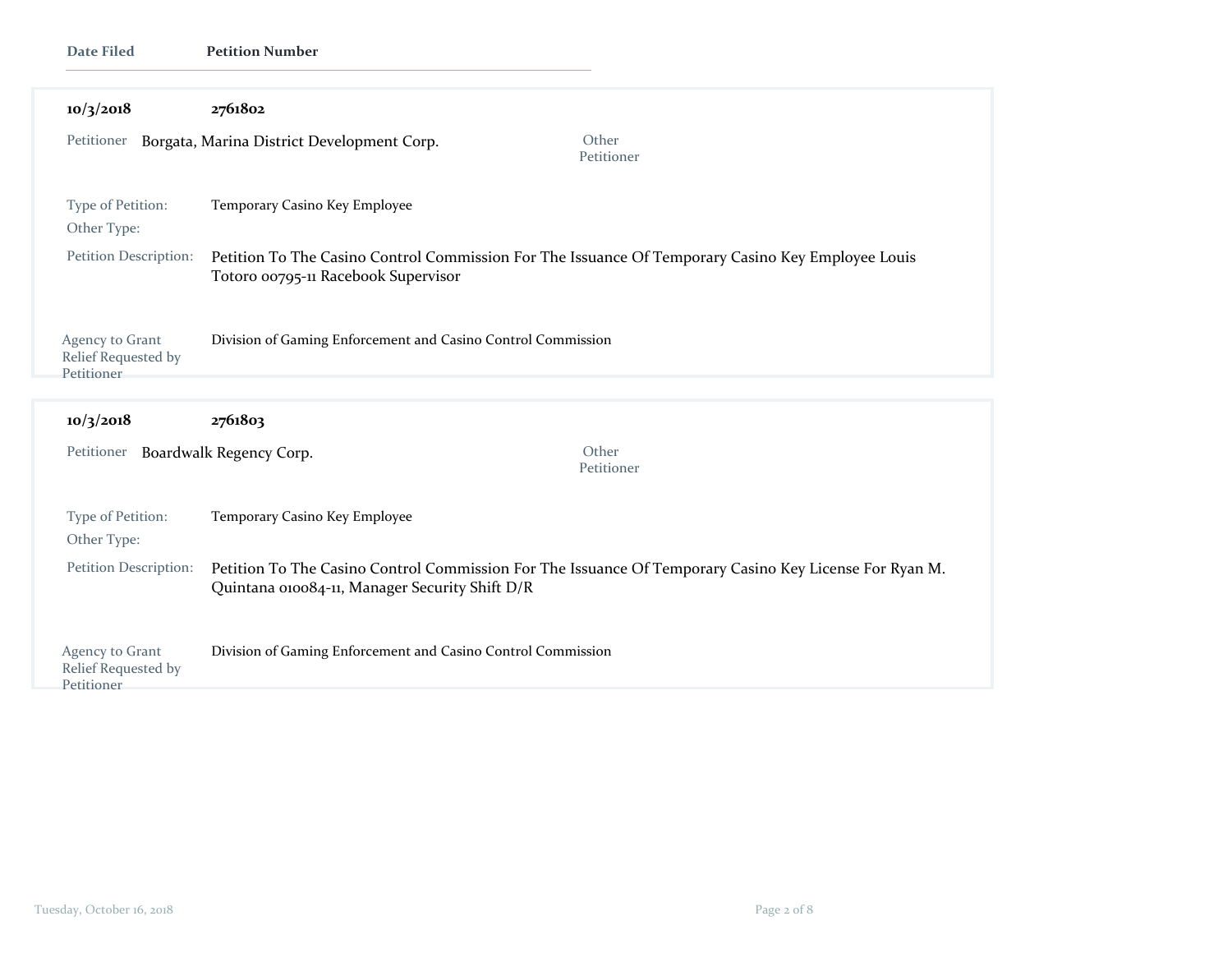| Date Filed | Petition Number |
| --- | --- |

**10/3/2018** **2761802**

Petitioner: Borgata, Marina District Development Corp.

Other Petitioner:

Type of Petition: Temporary Casino Key Employee

Other Type:

Petition Description: Petition To The Casino Control Commission For The Issuance Of Temporary Casino Key Employee Louis Totoro 00795-11 Racebook Supervisor

Agency to Grant Relief Requested by Petitioner: Division of Gaming Enforcement and Casino Control Commission

---

**10/3/2018** **2761803**

Petitioner: Boardwalk Regency Corp.

Other Petitioner:

Type of Petition: Temporary Casino Key Employee

Other Type:

Petition Description: Petition To The Casino Control Commission For The Issuance Of Temporary Casino Key License For Ryan M. Quintana 010084-11, Manager Security Shift D/R

Agency to Grant Relief Requested by Petitioner: Division of Gaming Enforcement and Casino Control Commission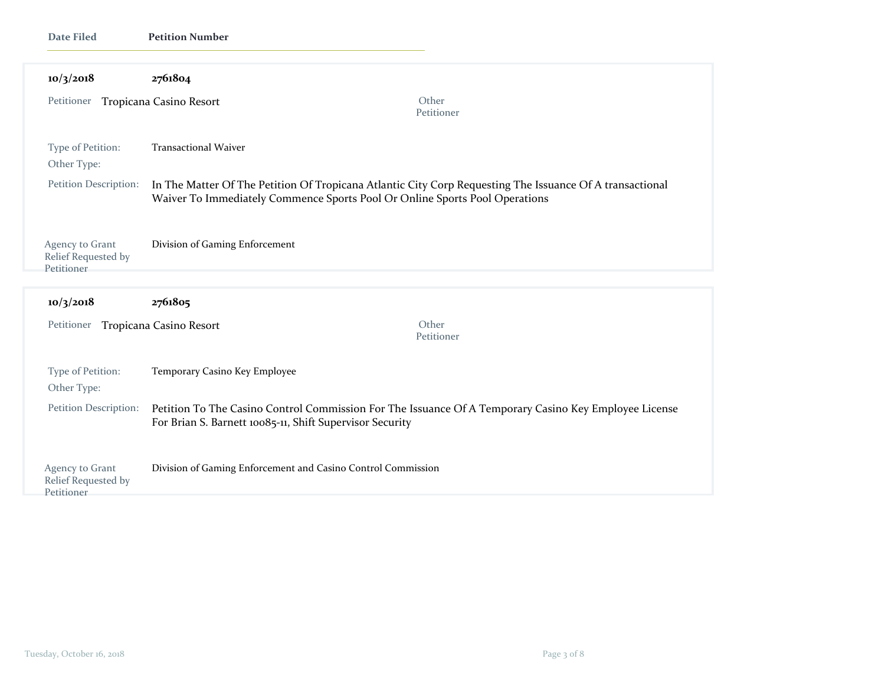| Date Filed | Petition Number |
| --- | --- |

**10/3/2018** **2761804**

Petitioner: Tropicana Casino Resort

Other Petitioner:

Type of Petition: Transactional Waiver

Other Type:

Petition Description: In The Matter Of The Petition Of Tropicana Atlantic City Corp Requesting The Issuance Of A transactional Waiver To Immediately Commence Sports Pool Or Online Sports Pool Operations

Agency to Grant Relief Requested by Petitioner: Division of Gaming Enforcement

---

**10/3/2018** **2761805**

Petitioner: Tropicana Casino Resort

Other Petitioner:

Type of Petition: Temporary Casino Key Employee

Other Type:

Petition Description: Petition To The Casino Control Commission For The Issuance Of A Temporary Casino Key Employee License For Brian S. Barnett 10085-11, Shift Supervisor Security

Agency to Grant Relief Requested by Petitioner: Division of Gaming Enforcement and Casino Control Commission

Tuesday, October 16, 2018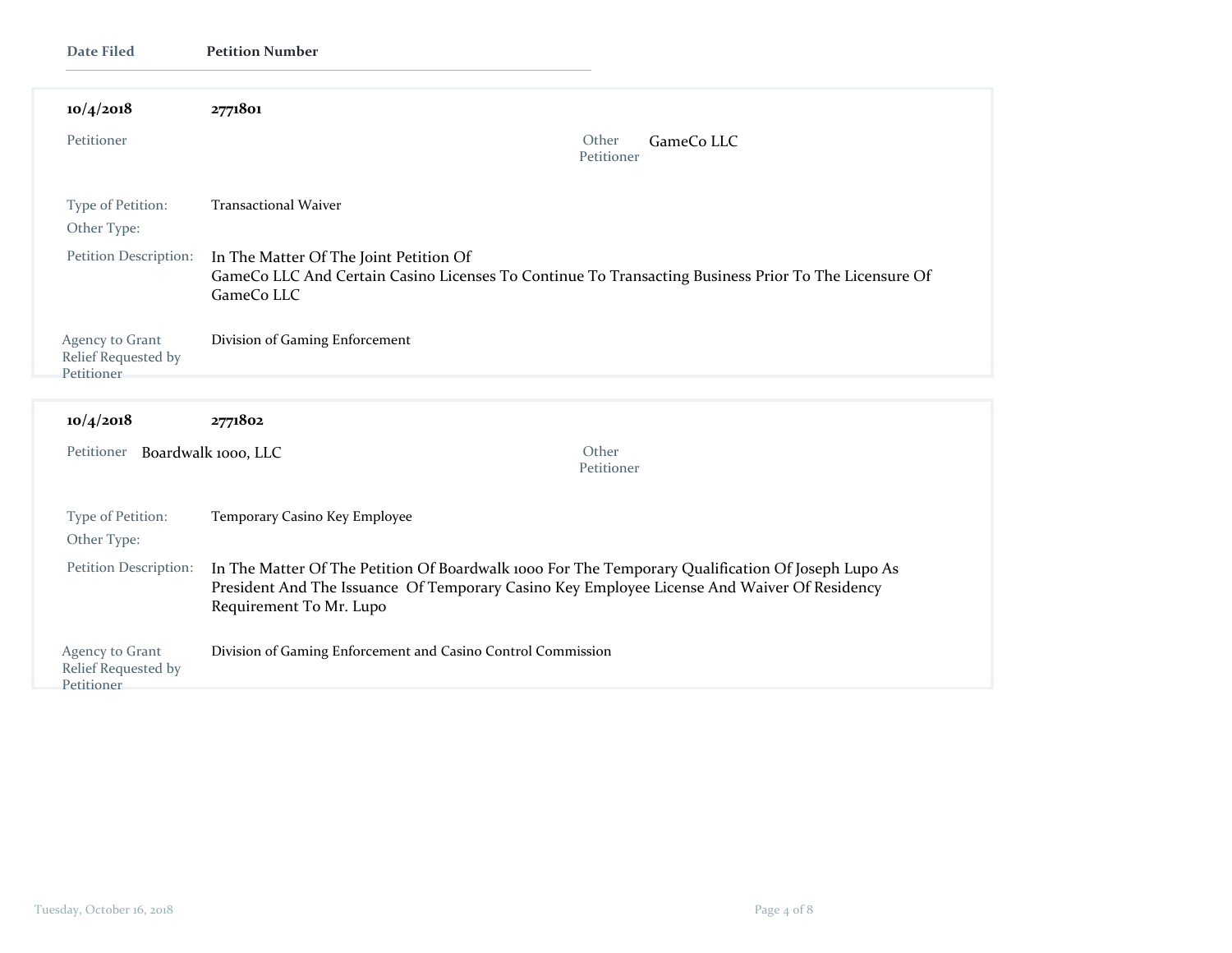| Date Filed | Petition Number |
| --- | --- |

**10/4/2018** **2771801**

Petitioner:

Other Petitioner: GameCo LLC

Type of Petition: Transactional Waiver

Other Type:

Petition Description: In The Matter Of The Joint Petition Of
GameCo LLC And Certain Casino Licenses To Continue To Transacting Business Prior To The Licensure Of GameCo LLC

Agency to Grant Relief Requested by Petitioner: Division of Gaming Enforcement

---

**10/4/2018** **2771802**

Petitioner: Boardwalk 1000, LLC

Other Petitioner:

Type of Petition: Temporary Casino Key Employee

Other Type:

Petition Description: In The Matter Of The Petition Of Boardwalk 1000 For The Temporary Qualification Of Joseph Lupo As President And The Issuance  Of Temporary Casino Key Employee License And Waiver Of Residency Requirement To Mr. Lupo

Agency to Grant Relief Requested by Petitioner: Division of Gaming Enforcement and Casino Control Commission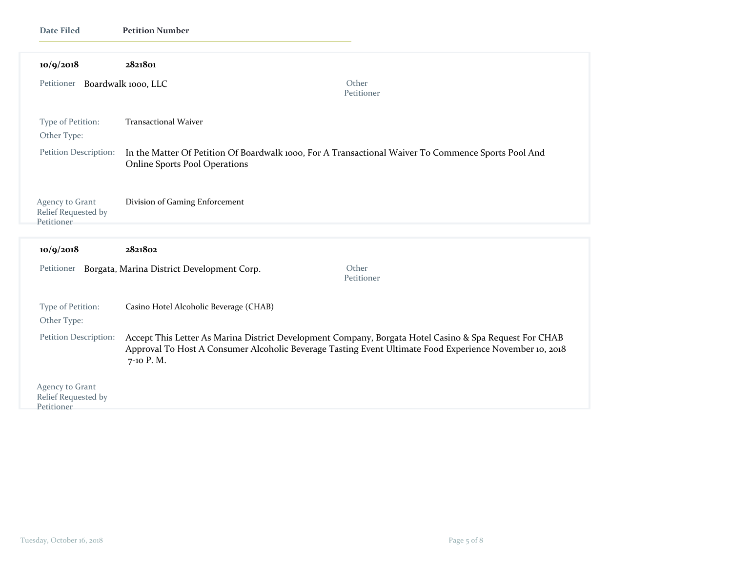| Date Filed | Petition Number |
|---|---|

**10/9/2018** **2821801**

Petitioner Boardwalk 1000, LLC

Other Petitioner

Type of Petition: Transactional Waiver

Other Type:

Petition Description: In the Matter Of Petition Of Boardwalk 1000, For A Transactional Waiver To Commence Sports Pool And Online Sports Pool Operations

Agency to Grant Relief Requested by Petitioner: Division of Gaming Enforcement

---

**10/9/2018** **2821802**

Petitioner Borgata, Marina District Development Corp.

Other Petitioner

Type of Petition: Casino Hotel Alcoholic Beverage (CHAB)

Other Type:

Petition Description: Accept This Letter As Marina District Development Company, Borgata Hotel Casino & Spa Request For CHAB Approval To Host A Consumer Alcoholic Beverage Tasting Event Ultimate Food Experience November 10, 2018 7-10 P. M.

Agency to Grant Relief Requested by Petitioner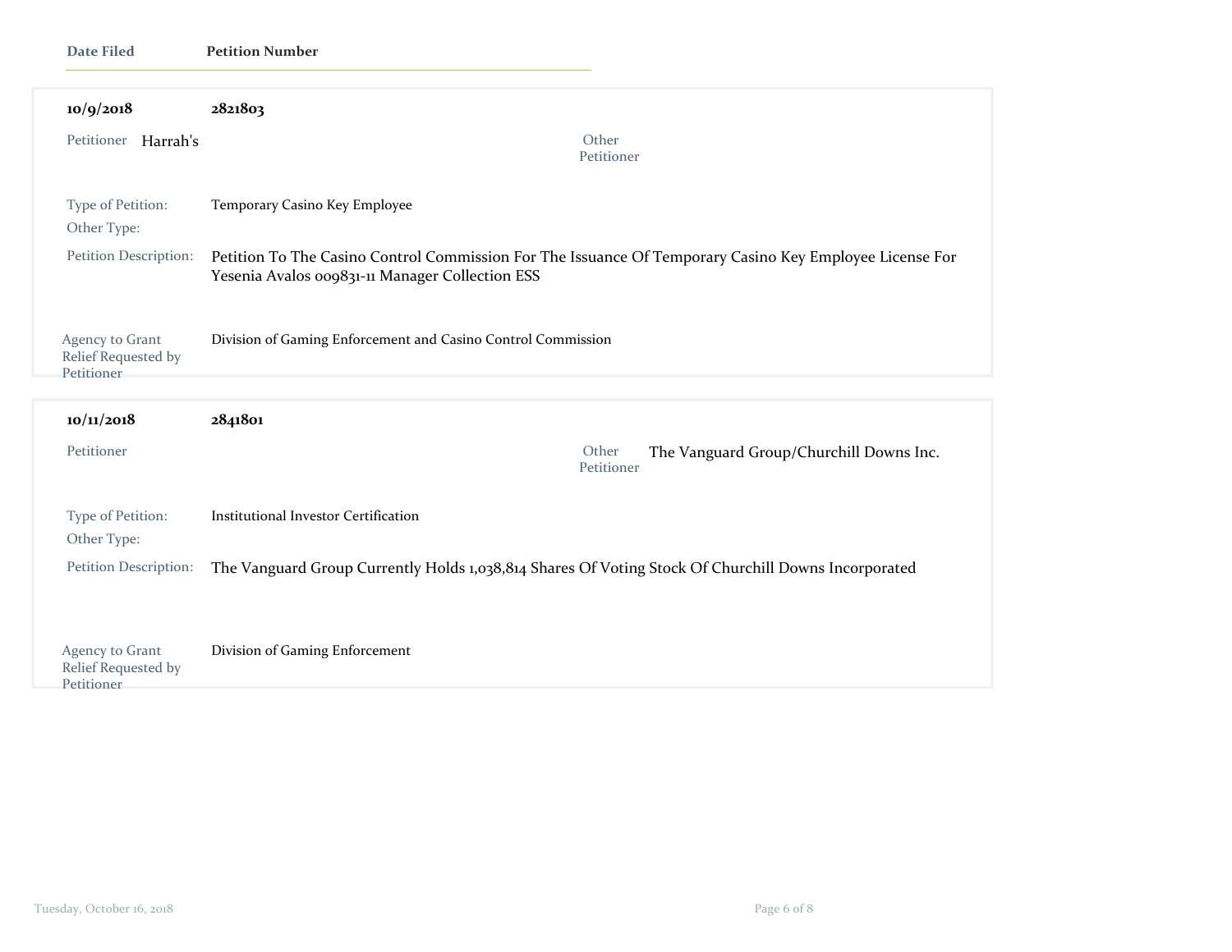| Date Filed | Petition Number |
|---|---|

**10/9/2018** **2821803**

Petitioner: Harrah's

Other Petitioner:

Type of Petition: Temporary Casino Key Employee

Other Type:

Petition Description: Petition To The Casino Control Commission For The Issuance Of Temporary Casino Key Employee License For Yesenia Avalos 009831-11 Manager Collection ESS

Agency to Grant Relief Requested by Petitioner: Division of Gaming Enforcement and Casino Control Commission

---

**10/11/2018** **2841801**

Petitioner:

Other Petitioner: The Vanguard Group/Churchill Downs Inc.

Type of Petition: Institutional Investor Certification

Other Type:

Petition Description: The Vanguard Group Currently Holds 1,038,814 Shares Of Voting Stock Of Churchill Downs Incorporated

Agency to Grant Relief Requested by Petitioner: Division of Gaming Enforcement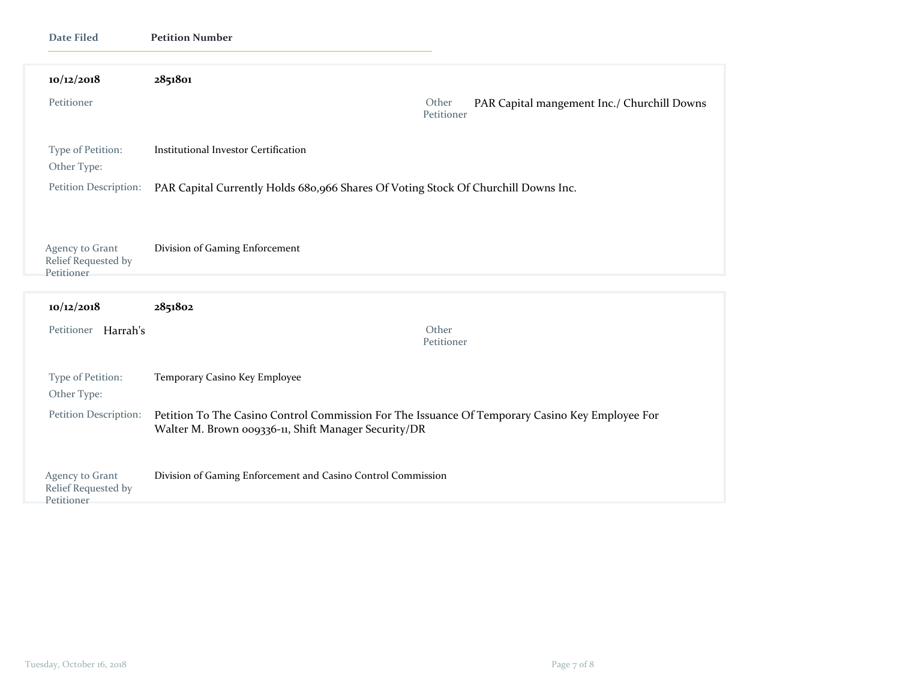| Date Filed | Petition Number |
| --- | --- |

**10/12/2018** **2851801**

Petitioner:

Other Petitioner: PAR Capital mangement Inc./ Churchill Downs

Type of Petition: Institutional Investor Certification

Other Type:

Petition Description: PAR Capital Currently Holds 680,966 Shares Of Voting Stock Of Churchill Downs Inc.

Agency to Grant Relief Requested by Petitioner: Division of Gaming Enforcement

---

**10/12/2018** **2851802**

Petitioner: Harrah's

Other Petitioner:

Type of Petition: Temporary Casino Key Employee

Other Type:

Petition Description: Petition To The Casino Control Commission For The Issuance Of Temporary Casino Key Employee For Walter M. Brown 009336-11, Shift Manager Security/DR

Agency to Grant Relief Requested by Petitioner: Division of Gaming Enforcement and Casino Control Commission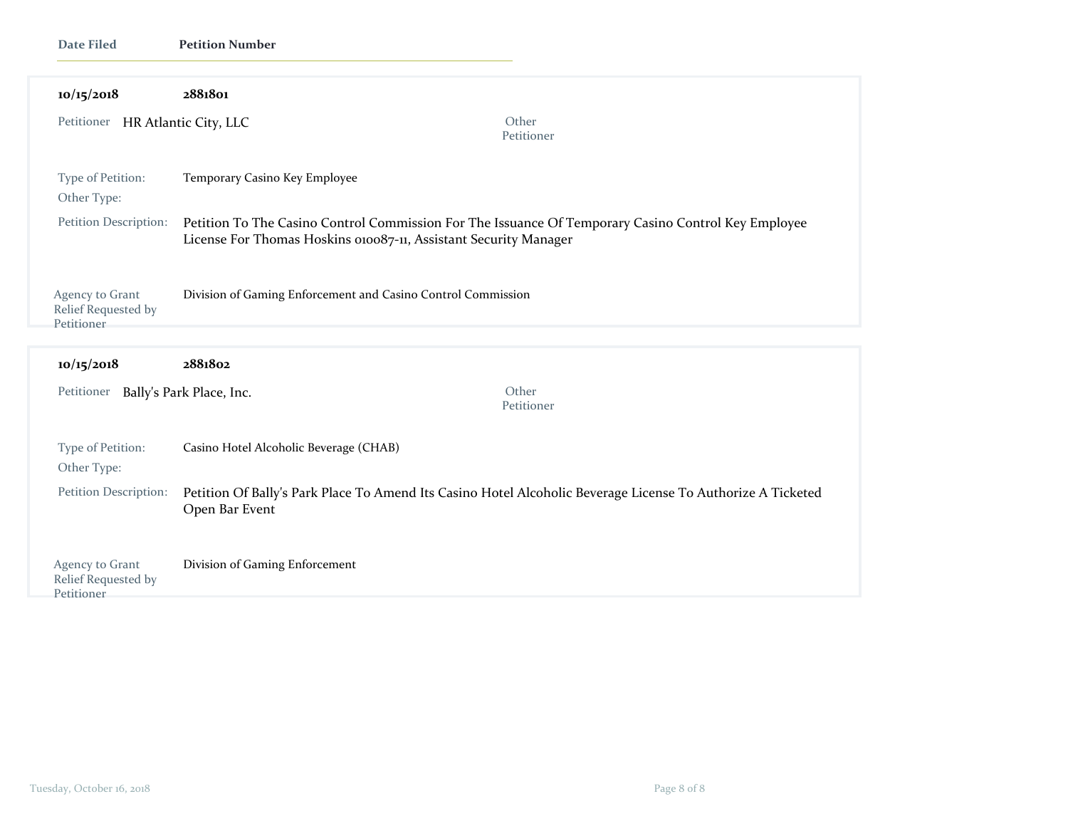| Date Filed | Petition Number |
| --- | --- |

**10/15/2018** **2881801**

Petitioner HR Atlantic City, LLC

Other Petitioner

Type of Petition: Temporary Casino Key Employee

Other Type:

Petition Description: Petition To The Casino Control Commission For The Issuance Of Temporary Casino Control Key Employee License For Thomas Hoskins 010087-11, Assistant Security Manager

Agency to Grant Relief Requested by Petitioner: Division of Gaming Enforcement and Casino Control Commission

---

**10/15/2018** **2881802**

Petitioner Bally's Park Place, Inc.

Other Petitioner

Type of Petition: Casino Hotel Alcoholic Beverage (CHAB)

Other Type:

Petition Description: Petition Of Bally's Park Place To Amend Its Casino Hotel Alcoholic Beverage License To Authorize A Ticketed Open Bar Event

Agency to Grant Relief Requested by Petitioner: Division of Gaming Enforcement